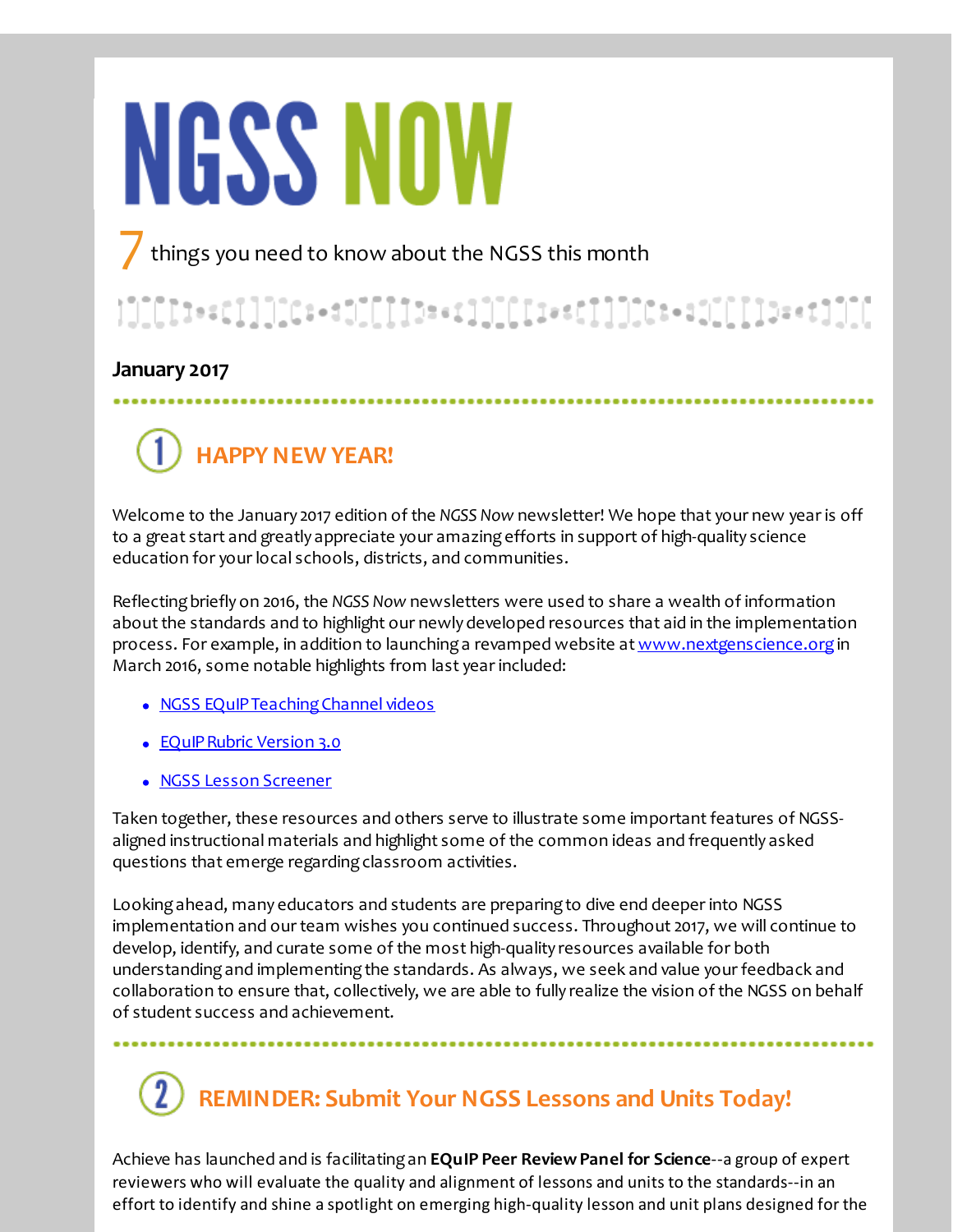# NGSS NOW

7 things you need to know about the NGSS this month

**January 2017**

## 1 HAPPY NEW YEAR!

Welcome to the January 2017 edition of the *NGSS Now* newsletter! We hope that your new year is off to a great start and greatly appreciate your amazing efforts in support of high-quality science education for your local schools, districts, and communities.

Reflecting briefly on 2016, the *NGSS Now* newsletters were used to share a wealth of information about the standards and to highlight our newly developed resources that aid in the implementation process. For example, in addition to launching a revamped website at www.nextgenscience.org in March 2016, some notable highlights from last year included:

- NGSS EQuIP Teaching Channel videos
- EQuIP Rubric Version 3.0
- NGSS Lesson Screener

Taken together, these resources and others serve to illustrate some important features of NGSS-aligned instructional materials and highlight some of the common ideas and frequently asked questions that emerge regarding classroom activities.

Looking ahead, many educators and students are preparing to dive end deeper into NGSS implementation and our team wishes you continued success. Throughout 2017, we will continue to develop, identify, and curate some of the most high-quality resources available for both understanding and implementing the standards. As always, we seek and value your feedback and collaboration to ensure that, collectively, we are able to fully realize the vision of the NGSS on behalf of student success and achievement.

## 2 REMINDER: Submit Your NGSS Lessons and Units Today!

Achieve has launched and is facilitating an **EQuIP Peer Review Panel for Science**--a group of expert reviewers who will evaluate the quality and alignment of lessons and units to the standards--in an effort to identify and shine a spotlight on emerging high-quality lesson and unit plans designed for the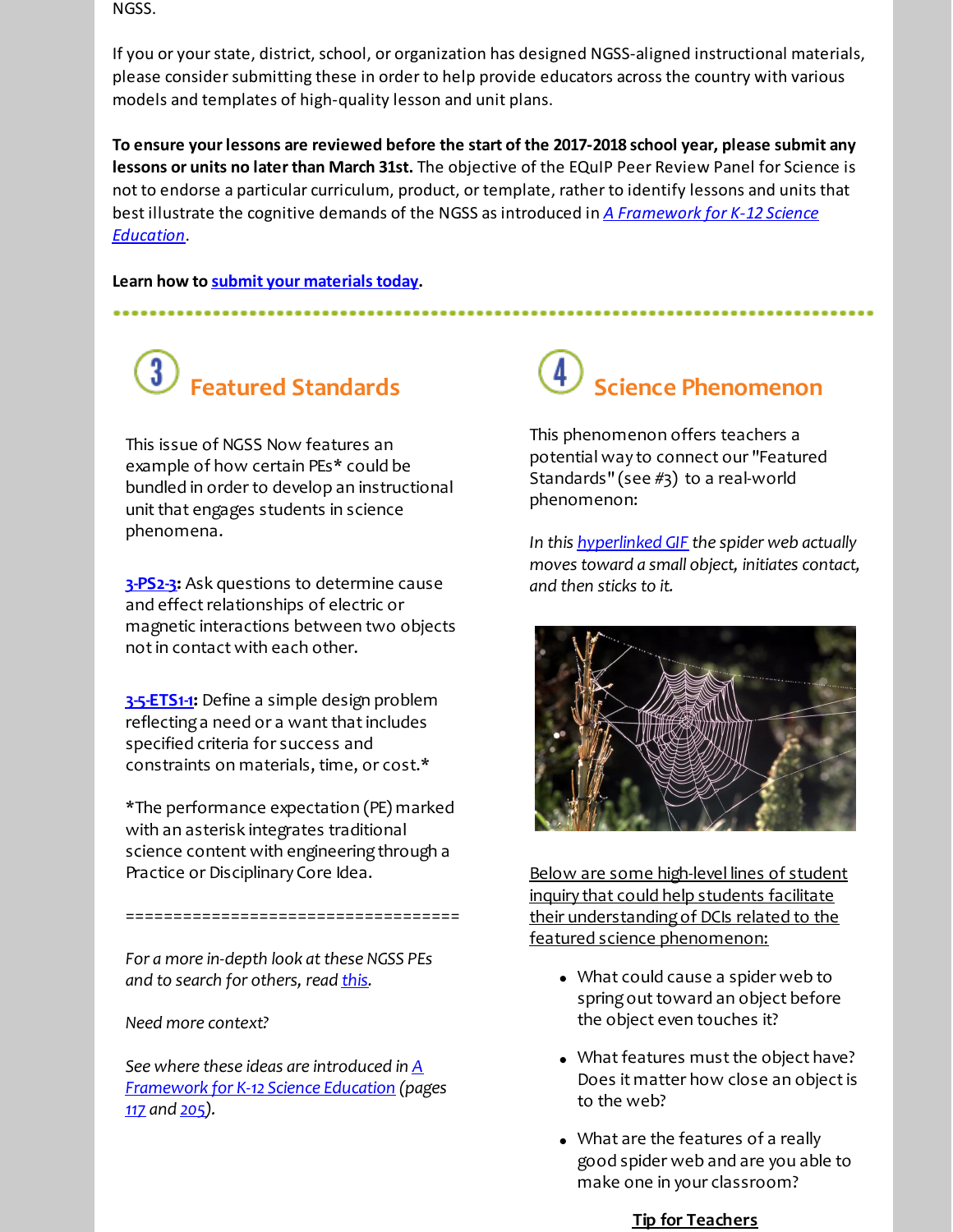NGSS.

If you or your state, district, school, or organization has designed NGSS-aligned instructional materials, please consider submitting these in order to help provide educators across the country with various models and templates of high-quality lesson and unit plans.

**To ensure your lessons are reviewed before the start of the 2017-2018 school year, please submit any lessons or units no later than March 31st.** The objective of the EQuIP Peer Review Panel for Science is not to endorse a particular curriculum, product, or template, rather to identify lessons and units that best illustrate the cognitive demands of the NGSS as introduced in *A Framework for K-12 Science Education*.

**Learn how to submit your materials today.**

## 3 Featured Standards

This issue of NGSS Now features an example of how certain PEs* could be bundled in order to develop an instructional unit that engages students in science phenomena.

**3-PS2-3:** Ask questions to determine cause and effect relationships of electric or magnetic interactions between two objects not in contact with each other.

**3-5-ETS1-1:** Define a simple design problem reflecting a need or a want that includes specified criteria for success and constraints on materials, time, or cost.*

*The performance expectation (PE) marked with an asterisk integrates traditional science content with engineering through a Practice or Disciplinary Core Idea.

==================================

*For a more in-depth look at these NGSS PEs and to search for others, read this.*

*Need more context?*

*See where these ideas are introduced in A Framework for K-12 Science Education (pages 117 and 205).*

## 4 Science Phenomenon

This phenomenon offers teachers a potential way to connect our "Featured Standards" (see #3) to a real-world phenomenon:

*In this hyperlinked GIF the spider web actually moves toward a small object, initiates contact, and then sticks to it.*

Below are some high-level lines of student inquiry that could help students facilitate their understanding of DCIs related to the featured science phenomenon:

- What could cause a spider web to spring out toward an object before the object even touches it?
- What features must the object have? Does it matter how close an object is to the web?
- What are the features of a really good spider web and are you able to make one in your classroom?

**Tip for Teachers**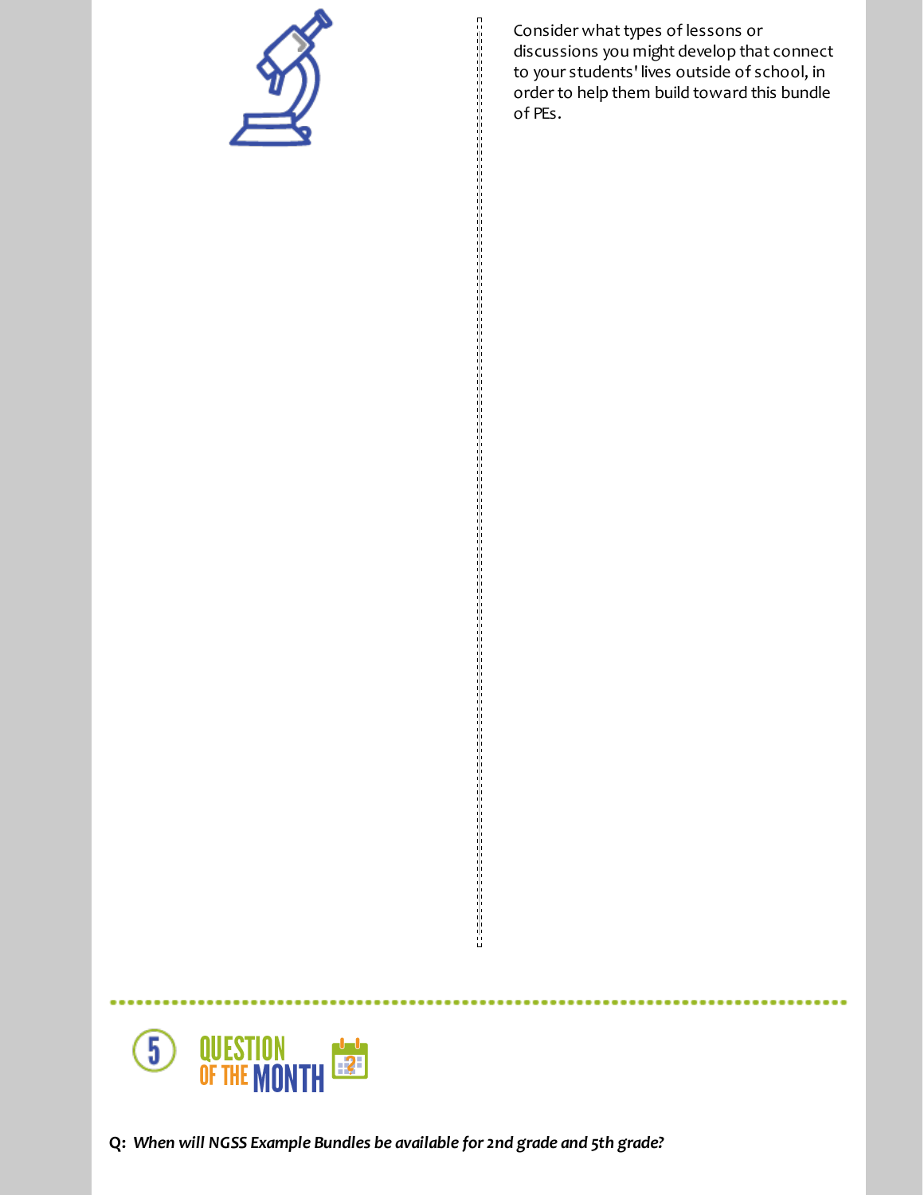Consider what types of lessons or discussions you might develop that connect to your students' lives outside of school, in order to help them build toward this bundle of PEs.

## 5 QUESTION OF THE MONTH

**Q:** ***When will NGSS Example Bundles be available for 2nd grade and 5th grade?***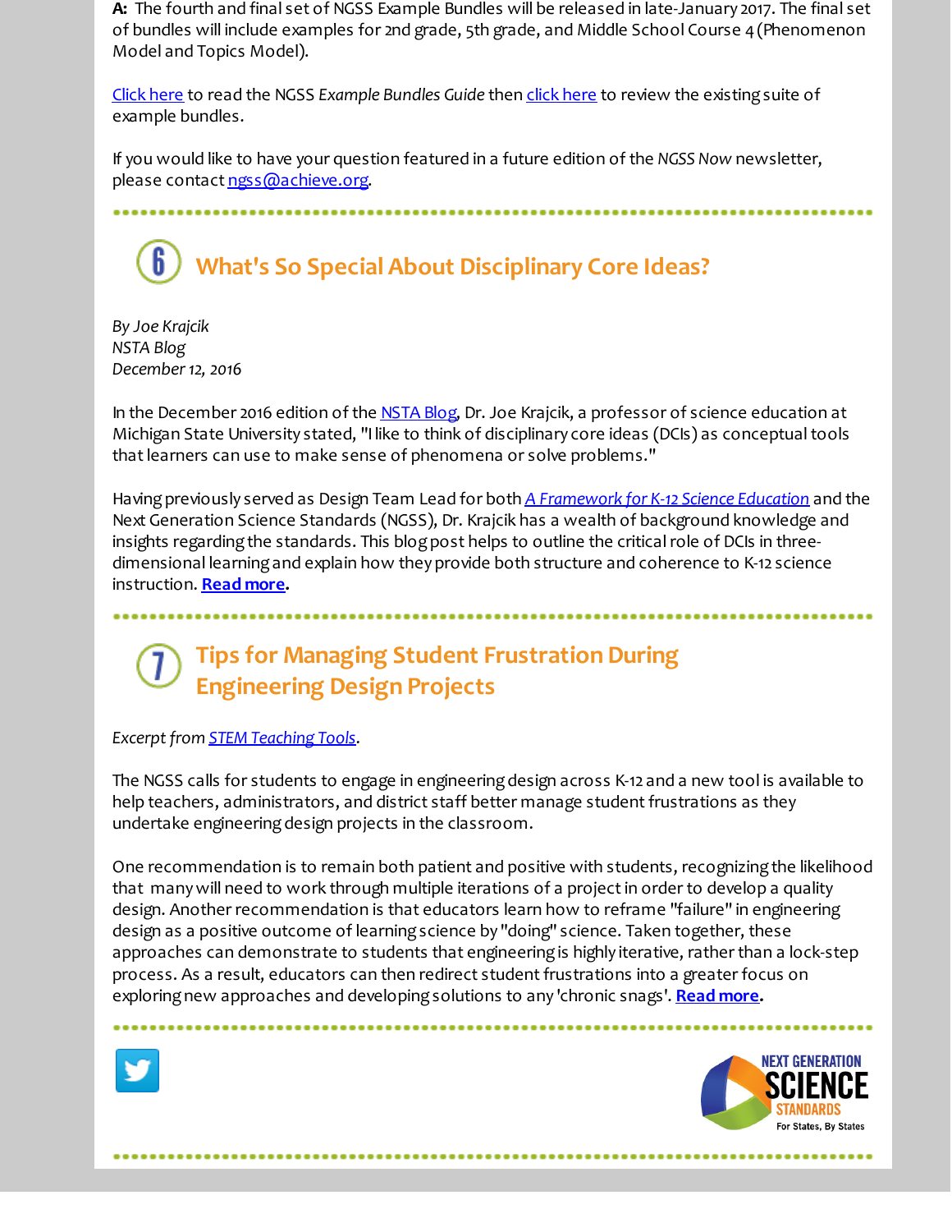**A:** The fourth and final set of NGSS Example Bundles will be released in late-January 2017. The final set of bundles will include examples for 2nd grade, 5th grade, and Middle School Course 4 (Phenomenon Model and Topics Model).

Click here to read the NGSS *Example Bundles Guide* then click here to review the existing suite of example bundles.

If you would like to have your question featured in a future edition of the *NGSS Now* newsletter, please contact ngss@achieve.org.

## 6 What's So Special About Disciplinary Core Ideas?

*By Joe Krajcik*
*NSTA Blog*
*December 12, 2016*

In the December 2016 edition of the NSTA Blog, Dr. Joe Krajcik, a professor of science education at Michigan State University stated, "I like to think of disciplinary core ideas (DCIs) as conceptual tools that learners can use to make sense of phenomena or solve problems."

Having previously served as Design Team Lead for both *A Framework for K-12 Science Education* and the Next Generation Science Standards (NGSS), Dr. Krajcik has a wealth of background knowledge and insights regarding the standards. This blog post helps to outline the critical role of DCIs in three-dimensional learning and explain how they provide both structure and coherence to K-12 science instruction. **Read more.**

## 7 Tips for Managing Student Frustration During Engineering Design Projects

*Excerpt from STEM Teaching Tools.*

The NGSS calls for students to engage in engineering design across K-12 and a new tool is available to help teachers, administrators, and district staff better manage student frustrations as they undertake engineering design projects in the classroom.

One recommendation is to remain both patient and positive with students, recognizing the likelihood that many will need to work through multiple iterations of a project in order to develop a quality design. Another recommendation is that educators learn how to reframe "failure" in engineering design as a positive outcome of learning science by "doing" science. Taken together, these approaches can demonstrate to students that engineering is highly iterative, rather than a lock-step process. As a result, educators can then redirect student frustrations into a greater focus on exploring new approaches and developing solutions to any 'chronic snags'. **Read more.**

NEXT GENERATION SCIENCE STANDARDS
For States, By States